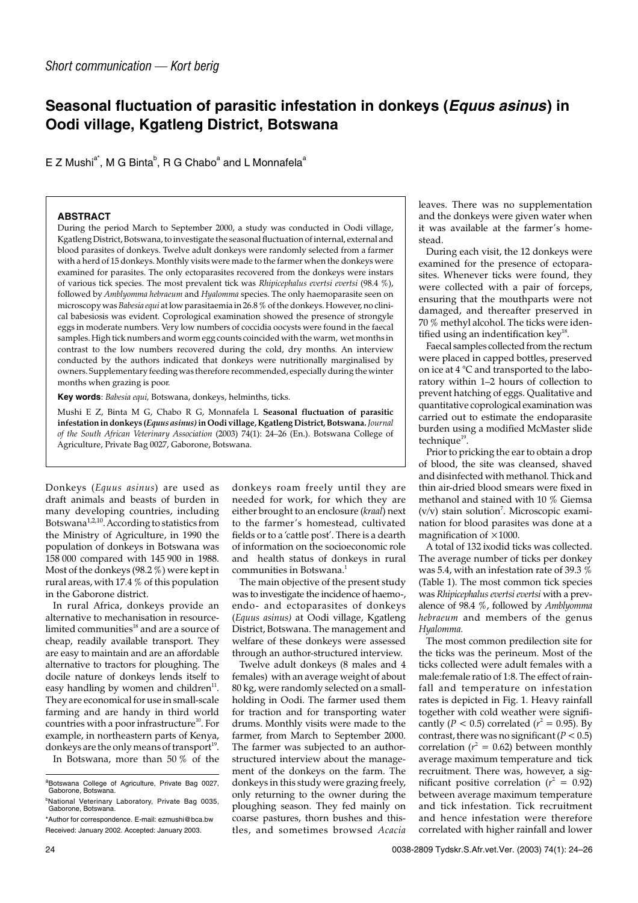*Short communication — Kort berig*

# Seasonal fluctuation of parasitic infestation in donkeys (*Equus asinus*) in Oodi village, Kgatleng District, Botswana

E Z Mushi[a*], M G Binta[b], R G Chabo[a] and L Monnafela[a]

### ABSTRACT

During the period March to September 2000, a study was conducted in Oodi village, Kgatleng District, Botswana, to investigate the seasonal fluctuation of internal, external and blood parasites of donkeys. Twelve adult donkeys were randomly selected from a farmer with a herd of 15 donkeys. Monthly visits were made to the farmer when the donkeys were examined for parasites. The only ectoparasites recovered from the donkeys were instars of various tick species. The most prevalent tick was *Rhipicephalus evertsi evertsi* (98.4 %), followed by *Amblyomma hebraeum* and *Hyalomma* species. The only haemoparasite seen on microscopy was *Babesia equi* at low parasitaemia in 26.8 % of the donkeys. However, no clinical babesiosis was evident. Coprological examination showed the presence of strongyle eggs in moderate numbers. Very low numbers of coccidia oocysts were found in the faecal samples. High tick numbers and worm egg counts coincided with the warm, wet months in contrast to the low numbers recovered during the cold, dry months. An interview conducted by the authors indicated that donkeys were nutritionally marginalised by owners. Supplementary feeding was therefore recommended, especially during the winter months when grazing is poor.

**Key words**: *Babesia equi,* Botswana, donkeys, helminths, ticks.

Mushi E Z, Binta M G, Chabo R G, Monnafela L **Seasonal fluctuation of parasitic infestation in donkeys (*Equus asinus*) in Oodi village, Kgatleng District, Botswana.** *Journal of the South African Veterinary Association* (2003) 74(1): 24–26 (En.). Botswana College of Agriculture, Private Bag 0027, Gaborone, Botswana.

Donkeys (*Equus asinus*) are used as draft animals and beasts of burden in many developing countries, including Botswana[1,2,10]. According to statistics from the Ministry of Agriculture, in 1990 the population of donkeys in Botswana was 158 000 compared with 145 900 in 1988. Most of the donkeys (98.2 %) were kept in rural areas, with 17.4 % of this population in the Gaborone district.

In rural Africa, donkeys provide an alternative to mechanisation in resource-limited communities[18] and are a source of cheap, readily available transport. They are easy to maintain and are an affordable alternative to tractors for ploughing. The docile nature of donkeys lends itself to easy handling by women and children[11]. They are economical for use in small-scale farming and are handy in third world countries with a poor infrastructure[10]. For example, in northeastern parts of Kenya, donkeys are the only means of transport[19].

In Botswana, more than 50 % of the donkeys roam freely until they are needed for work, for which they are either brought to an enclosure (*kraal*) next to the farmer's homestead, cultivated fields or to a 'cattle post'. There is a dearth of information on the socioeconomic role and health status of donkeys in rural communities in Botswana.[1]

The main objective of the present study was to investigate the incidence of haemo-, endo- and ectoparasites of donkeys (*Equus asinus)* at Oodi village, Kgatleng District, Botswana. The management and welfare of these donkeys were assessed through an author-structured interview.

Twelve adult donkeys (8 males and 4 females) with an average weight of about 80 kg, were randomly selected on a small-holding in Oodi. The farmer used them for traction and for transporting water drums. Monthly visits were made to the farmer, from March to September 2000. The farmer was subjected to an author-structured interview about the management of the donkeys on the farm. The donkeys in this study were grazing freely, only returning to the owner during the ploughing season. They fed mainly on coarse pastures, thorn bushes and thistles, and sometimes browsed *Acacia* leaves. There was no supplementation and the donkeys were given water when it was available at the farmer's homestead.

During each visit, the 12 donkeys were examined for the presence of ectoparasites. Whenever ticks were found, they were collected with a pair of forceps, ensuring that the mouthparts were not damaged, and thereafter preserved in 70 % methyl alcohol. The ticks were identified using an indentification key[18].

Faecal samples collected from the rectum were placed in capped bottles, preserved on ice at 4 °C and transported to the laboratory within 1–2 hours of collection to prevent hatching of eggs. Qualitative and quantitative coprological examination was carried out to estimate the endoparasite burden using a modified McMaster slide technique[19].

Prior to pricking the ear to obtain a drop of blood, the site was cleansed, shaved and disinfected with methanol. Thick and thin air-dried blood smears were fixed in methanol and stained with 10 % Giemsa (v/v) stain solution[7]. Microscopic examination for blood parasites was done at a magnification of ×1000.

A total of 132 ixodid ticks was collected. The average number of ticks per donkey was 5.4, with an infestation rate of 39.3 % (Table 1). The most common tick species was *Rhipicephalus evertsi evertsi* with a prevalence of 98.4 %, followed by *Amblyomma hebraeum* and members of the genus *Hyalomma.*

The most common predilection site for the ticks was the perineum. Most of the ticks collected were adult females with a male:female ratio of 1:8. The effect of rainfall and temperature on infestation rates is depicted in Fig. 1. Heavy rainfall together with cold weather were significantly ($P < 0.5$) correlated ($r^2 = 0.95$). By contrast, there was no significant ($P < 0.5$) correlation ($r^2 = 0.62$) between monthly average maximum temperature and tick recruitment. There was, however, a significant positive correlation ($r^2 = 0.92$) between average maximum temperature and tick infestation. Tick recruitment and hence infestation were therefore correlated with higher rainfall and lower

[a]Botswana College of Agriculture, Private Bag 0027, Gaborone, Botswana.

[b]National Veterinary Laboratory, Private Bag 0035, Gaborone, Botswana.

*Author for correspondence. E-mail: ezmushi@bca.bw

Received: January 2002. Accepted: January 2003.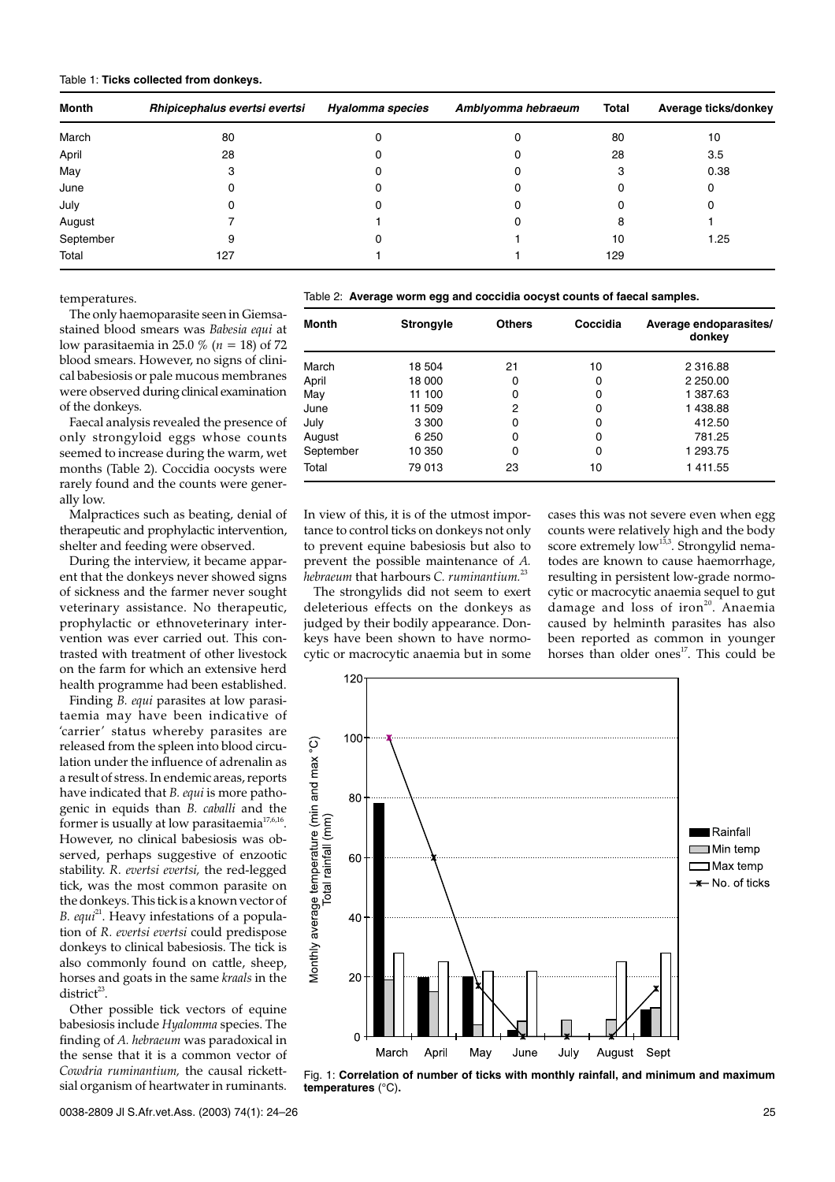Table 1: **Ticks collected from donkeys.**

| Month | *Rhipicephalus evertsi evertsi* | *Hyalomma species* | *Amblyomma hebraeum* | Total | Average ticks/donkey |
|---|---|---|---|---|---|
| March | 80 | 0 | 0 | 80 | 10 |
| April | 28 | 0 | 0 | 28 | 3.5 |
| May | 3 | 0 | 0 | 3 | 0.38 |
| June | 0 | 0 | 0 | 0 | 0 |
| July | 0 | 0 | 0 | 0 | 0 |
| August | 7 | 1 | 0 | 8 | 1 |
| September | 9 | 0 | 1 | 10 | 1.25 |
| Total | 127 | 1 | 1 | 129 | |

temperatures.

The only haemoparasite seen in Giemsa-stained blood smears was *Babesia equi* at low parasitaemia in 25.0 % ($n = 18$) of 72 blood smears. However, no signs of clinical babesiosis or pale mucous membranes were observed during clinical examination of the donkeys.

Faecal analysis revealed the presence of only strongyloid eggs whose counts seemed to increase during the warm, wet months (Table 2). Coccidia oocysts were rarely found and the counts were generally low.

Malpractices such as beating, denial of therapeutic and prophylactic intervention, shelter and feeding were observed.

During the interview, it became apparent that the donkeys never showed signs of sickness and the farmer never sought veterinary assistance. No therapeutic, prophylactic or ethnoveterinary intervention was ever carried out. This contrasted with treatment of other livestock on the farm for which an extensive herd health programme had been established.

Finding *B. equi* parasites at low parasitaemia may have been indicative of 'carrier' status whereby parasites are released from the spleen into blood circulation under the influence of adrenalin as a result of stress. In endemic areas, reports have indicated that *B. equi* is more pathogenic in equids than *B. caballi* and the former is usually at low parasitaemia[17,6,16]. However, no clinical babesiosis was observed, perhaps suggestive of enzootic stability. *R. evertsi evertsi*, the red-legged tick, was the most common parasite on the donkeys. This tick is a known vector of *B. equi*[21]. Heavy infestations of a population of *R. evertsi evertsi* could predispose donkeys to clinical babesiosis. The tick is also commonly found on cattle, sheep, horses and goats in the same *kraals* in the district[23].

Other possible tick vectors of equine babesiosis include *Hyalomma* species. The finding of *A. hebraeum* was paradoxical in the sense that it is a common vector of *Cowdria ruminantium*, the causal rickettsial organism of heartwater in ruminants.

Table 2: **Average worm egg and coccidia oocyst counts of faecal samples.**

| Month | Strongyle | Others | Coccidia | Average endoparasites/ donkey |
|---|---|---|---|---|
| March | 18 504 | 21 | 10 | 2 316.88 |
| April | 18 000 | 0 | 0 | 2 250.00 |
| May | 11 100 | 0 | 0 | 1 387.63 |
| June | 11 509 | 2 | 0 | 1 438.88 |
| July | 3 300 | 0 | 0 | 412.50 |
| August | 6 250 | 0 | 0 | 781.25 |
| September | 10 350 | 0 | 0 | 1 293.75 |
| Total | 79 013 | 23 | 10 | 1 411.55 |

In view of this, it is of the utmost importance to control ticks on donkeys not only to prevent equine babesiosis but also to prevent the possible maintenance of *A. hebraeum* that harbours *C. ruminantium*.[23]

The strongylids did not seem to exert deleterious effects on the donkeys as judged by their bodily appearance. Donkeys have been shown to have normocytic or macrocytic anaemia but in some cases this was not severe even when egg counts were relatively high and the body score extremely low[13,3]. Strongylid nematodes are known to cause haemorrhage, resulting in persistent low-grade normocytic or macrocytic anaemia sequel to gut damage and loss of iron[20]. Anaemia caused by helminth parasites has also been reported as common in younger horses than older ones[17]. This could be

Fig. 1: **Correlation of number of ticks with monthly rainfall, and minimum and maximum temperatures** (°C)**.**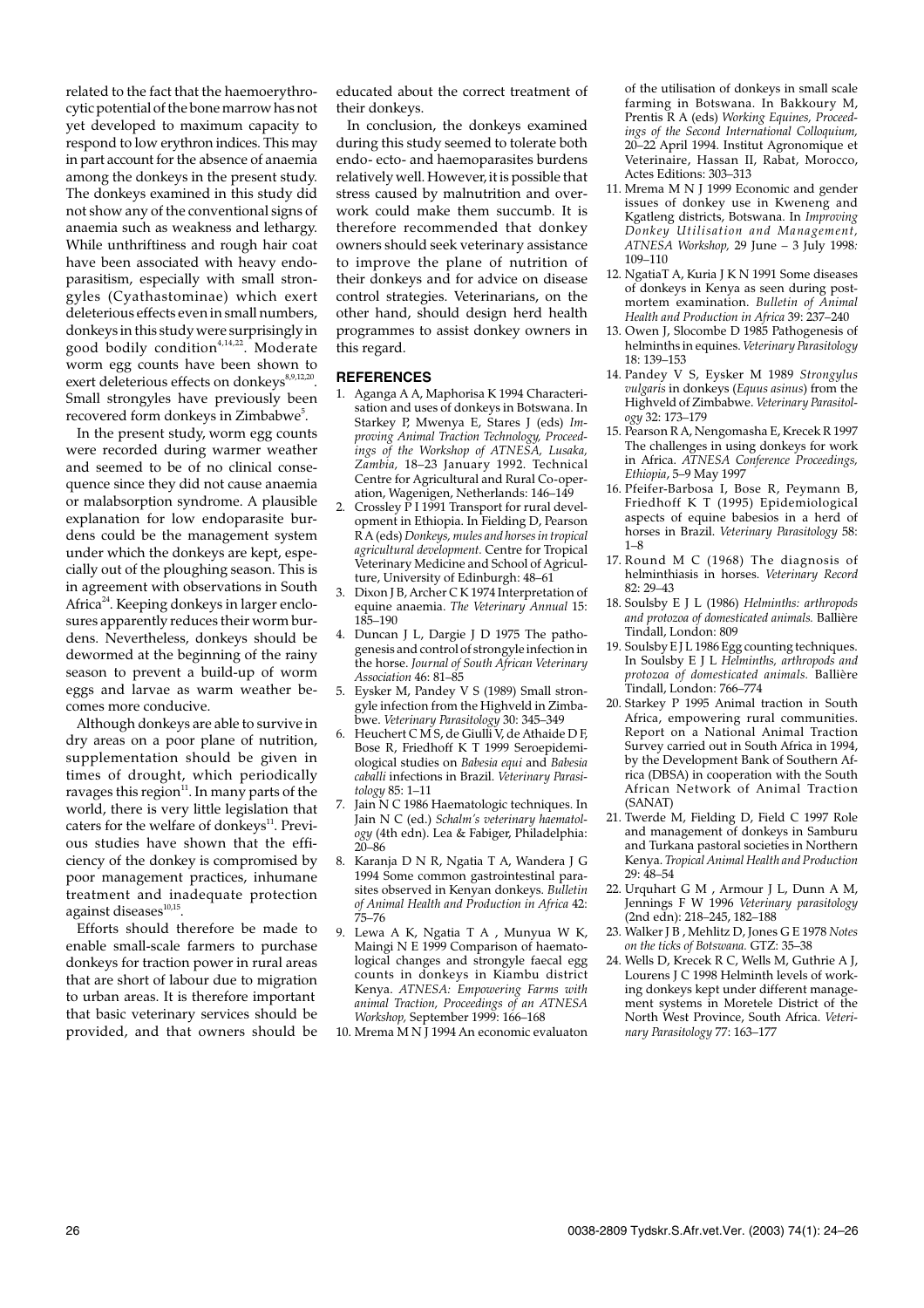related to the fact that the haemoerythrocytic potential of the bone marrow has not yet developed to maximum capacity to respond to low erythron indices. This may in part account for the absence of anaemia among the donkeys in the present study. The donkeys examined in this study did not show any of the conventional signs of anaemia such as weakness and lethargy. While unthriftiness and rough hair coat have been associated with heavy endoparasitism, especially with small strongyles (Cyathastominae) which exert deleterious effects even in small numbers, donkeys in this study were surprisingly in good bodily condition[4,14,22]. Moderate worm egg counts have been shown to exert deleterious effects on donkeys[8,9,12,20]. Small strongyles have previously been recovered form donkeys in Zimbabwe[5].

In the present study, worm egg counts were recorded during warmer weather and seemed to be of no clinical consequence since they did not cause anaemia or malabsorption syndrome. A plausible explanation for low endoparasite burdens could be the management system under which the donkeys are kept, especially out of the ploughing season. This is in agreement with observations in South Africa[24]. Keeping donkeys in larger enclosures apparently reduces their worm burdens. Nevertheless, donkeys should be dewormed at the beginning of the rainy season to prevent a build-up of worm eggs and larvae as warm weather becomes more conducive.

Although donkeys are able to survive in dry areas on a poor plane of nutrition, supplementation should be given in times of drought, which periodically ravages this region[11]. In many parts of the world, there is very little legislation that caters for the welfare of donkeys[11]. Previous studies have shown that the efficiency of the donkey is compromised by poor management practices, inhumane treatment and inadequate protection against diseases[10,15].

Efforts should therefore be made to enable small-scale farmers to purchase donkeys for traction power in rural areas that are short of labour due to migration to urban areas. It is therefore important that basic veterinary services should be provided, and that owners should be educated about the correct treatment of their donkeys.

In conclusion, the donkeys examined during this study seemed to tolerate both endo- ecto- and haemoparasites burdens relatively well. However, it is possible that stress caused by malnutrition and overwork could make them succumb. It is therefore recommended that donkey owners should seek veterinary assistance to improve the plane of nutrition of their donkeys and for advice on disease control strategies. Veterinarians, on the other hand, should design herd health programmes to assist donkey owners in this regard.

## REFERENCES

1. Aganga A A, Maphorisa K 1994 Characterisation and uses of donkeys in Botswana. In Starkey P, Mwenya E, Stares J (eds) *Improving Animal Traction Technology, Proceedings of the Workshop of ATNESA, Lusaka, Zambia,* 18–23 January 1992. Technical Centre for Agricultural and Rural Co-operation, Wagenigen, Netherlands: 146–149
2. Crossley P I 1991 Transport for rural development in Ethiopia. In Fielding D, Pearson R A (eds) *Donkeys, mules and horses in tropical agricultural development.* Centre for Tropical Veterinary Medicine and School of Agriculture, University of Edinburgh: 48–61
3. Dixon J B, Archer C K 1974 Interpretation of equine anaemia. *The Veterinary Annual* 15: 185–190
4. Duncan J L, Dargie J D 1975 The pathogenesis and control of strongyle infection in the horse. *Journal of South African Veterinary Association* 46: 81–85
5. Eysker M, Pandey V S (1989) Small strongyle infection from the Highveld in Zimbabwe. *Veterinary Parasitology* 30: 345–349
6. Heuchert C M S, de Giulli V, de Athaide D F, Bose R, Friedhoff K T 1999 Seroepidemiological studies on *Babesia equi* and *Babesia caballi* infections in Brazil. *Veterinary Parasitology* 85: 1–11
7. Jain N C 1986 Haematologic techniques. In Jain N C (ed.) *Schalm's veterinary haematology* (4th edn). Lea & Fabiger, Philadelphia: 20–86
8. Karanja D N R, Ngatia T A, Wandera J G 1994 Some common gastrointestinal parasites observed in Kenyan donkeys. *Bulletin of Animal Health and Production in Africa* 42: 75–76
9. Lewa A K, Ngatia T A , Munyua W K, Maingi N E 1999 Comparison of haematological changes and strongyle faecal egg counts in donkeys in Kiambu district Kenya. *ATNESA: Empowering Farms with animal Traction, Proceedings of an ATNESA Workshop,* September 1999: 166–168
10. Mrema M N J 1994 An economic evaluaton of the utilisation of donkeys in small scale farming in Botswana. In Bakkoury M, Prentis R A (eds) *Working Equines, Proceedings of the Second International Colloquium,* 20–22 April 1994. Institut Agronomique et Veterinaire, Hassan II, Rabat, Morocco, Actes Editions: 303–313
11. Mrema M N J 1999 Economic and gender issues of donkey use in Kweneng and Kgatleng districts, Botswana. In *Improving Donkey Utilisation and Management, ATNESA Workshop,* 29 June – 3 July 1998*:* 109–110
12. NgatiaT A, Kuria J K N 1991 Some diseases of donkeys in Kenya as seen during postmortem examination. *Bulletin of Animal Health and Production in Africa* 39: 237–240
13. Owen J, Slocombe D 1985 Pathogenesis of helminths in equines. *Veterinary Parasitology* 18: 139–153
14. Pandey V S, Eysker M 1989 *Strongylus vulgaris* in donkeys (*Equus asinus*) from the Highveld of Zimbabwe. *Veterinary Parasitology* 32: 173–179
15. Pearson R A, Nengomasha E, Krecek R 1997 The challenges in using donkeys for work in Africa. *ATNESA Conference Proceedings, Ethiopia*, 5–9 May 1997
16. Pfeifer-Barbosa I, Bose R, Peymann B, Friedhoff K T (1995) Epidemiological aspects of equine babesios in a herd of horses in Brazil. *Veterinary Parasitology* 58: 1–8
17. Round M C (1968) The diagnosis of helminthiasis in horses. *Veterinary Record* 82: 29–43
18. Soulsby E J L (1986) *Helminths: arthropods and protozoa of domesticated animals.* Ballière Tindall, London: 809
19. Soulsby E J L 1986 Egg counting techniques. In Soulsby E J L *Helminths, arthropods and protozoa of domesticated animals.* Ballière Tindall, London: 766–774
20. Starkey P 1995 Animal traction in South Africa, empowering rural communities. Report on a National Animal Traction Survey carried out in South Africa in 1994, by the Development Bank of Southern Africa (DBSA) in cooperation with the South African Network of Animal Traction (SANAT)
21. Twerde M, Fielding D, Field C 1997 Role and management of donkeys in Samburu and Turkana pastoral societies in Northern Kenya. *Tropical Animal Health and Production* 29: 48–54
22. Urquhart G M , Armour J L, Dunn A M, Jennings F W 1996 *Veterinary parasitology* (2nd edn): 218–245, 182–188
23. Walker J B , Mehlitz D, Jones G E 1978 *Notes on the ticks of Botswana.* GTZ: 35–38
24. Wells D, Krecek R C, Wells M, Guthrie A J, Lourens J C 1998 Helminth levels of working donkeys kept under different management systems in Moretele District of the North West Province, South Africa. *Veterinary Parasitology* 77: 163–177